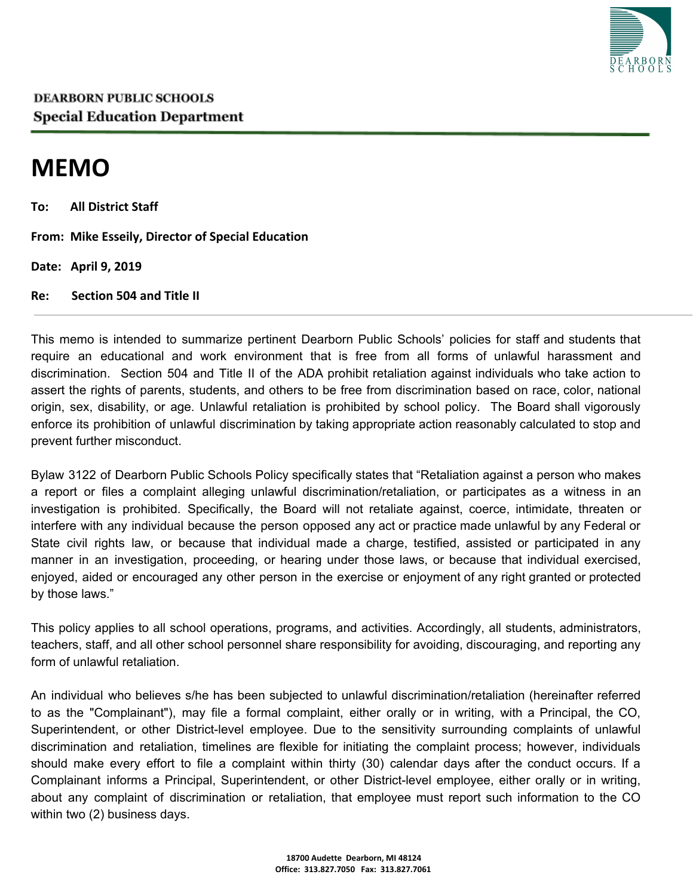DEARBORN PUBLIC SCHOOLS
**Special Education Department**

# MEMO

**To: All District Staff**

**From: Mike Esseily, Director of Special Education**

**Date: April 9, 2019**

**Re: Section 504 and Title II**

---

This memo is intended to summarize pertinent Dearborn Public Schools' policies for staff and students that require an educational and work environment that is free from all forms of unlawful harassment and discrimination. Section 504 and Title II of the ADA prohibit retaliation against individuals who take action to assert the rights of parents, students, and others to be free from discrimination based on race, color, national origin, sex, disability, or age. Unlawful retaliation is prohibited by school policy. The Board shall vigorously enforce its prohibition of unlawful discrimination by taking appropriate action reasonably calculated to stop and prevent further misconduct.

Bylaw 3122 of Dearborn Public Schools Policy specifically states that "Retaliation against a person who makes a report or files a complaint alleging unlawful discrimination/retaliation, or participates as a witness in an investigation is prohibited. Specifically, the Board will not retaliate against, coerce, intimidate, threaten or interfere with any individual because the person opposed any act or practice made unlawful by any Federal or State civil rights law, or because that individual made a charge, testified, assisted or participated in any manner in an investigation, proceeding, or hearing under those laws, or because that individual exercised, enjoyed, aided or encouraged any other person in the exercise or enjoyment of any right granted or protected by those laws."

This policy applies to all school operations, programs, and activities. Accordingly, all students, administrators, teachers, staff, and all other school personnel share responsibility for avoiding, discouraging, and reporting any form of unlawful retaliation.

An individual who believes s/he has been subjected to unlawful discrimination/retaliation (hereinafter referred to as the "Complainant"), may file a formal complaint, either orally or in writing, with a Principal, the CO, Superintendent, or other District-level employee. Due to the sensitivity surrounding complaints of unlawful discrimination and retaliation, timelines are flexible for initiating the complaint process; however, individuals should make every effort to file a complaint within thirty (30) calendar days after the conduct occurs. If a Complainant informs a Principal, Superintendent, or other District-level employee, either orally or in writing, about any complaint of discrimination or retaliation, that employee must report such information to the CO within two (2) business days.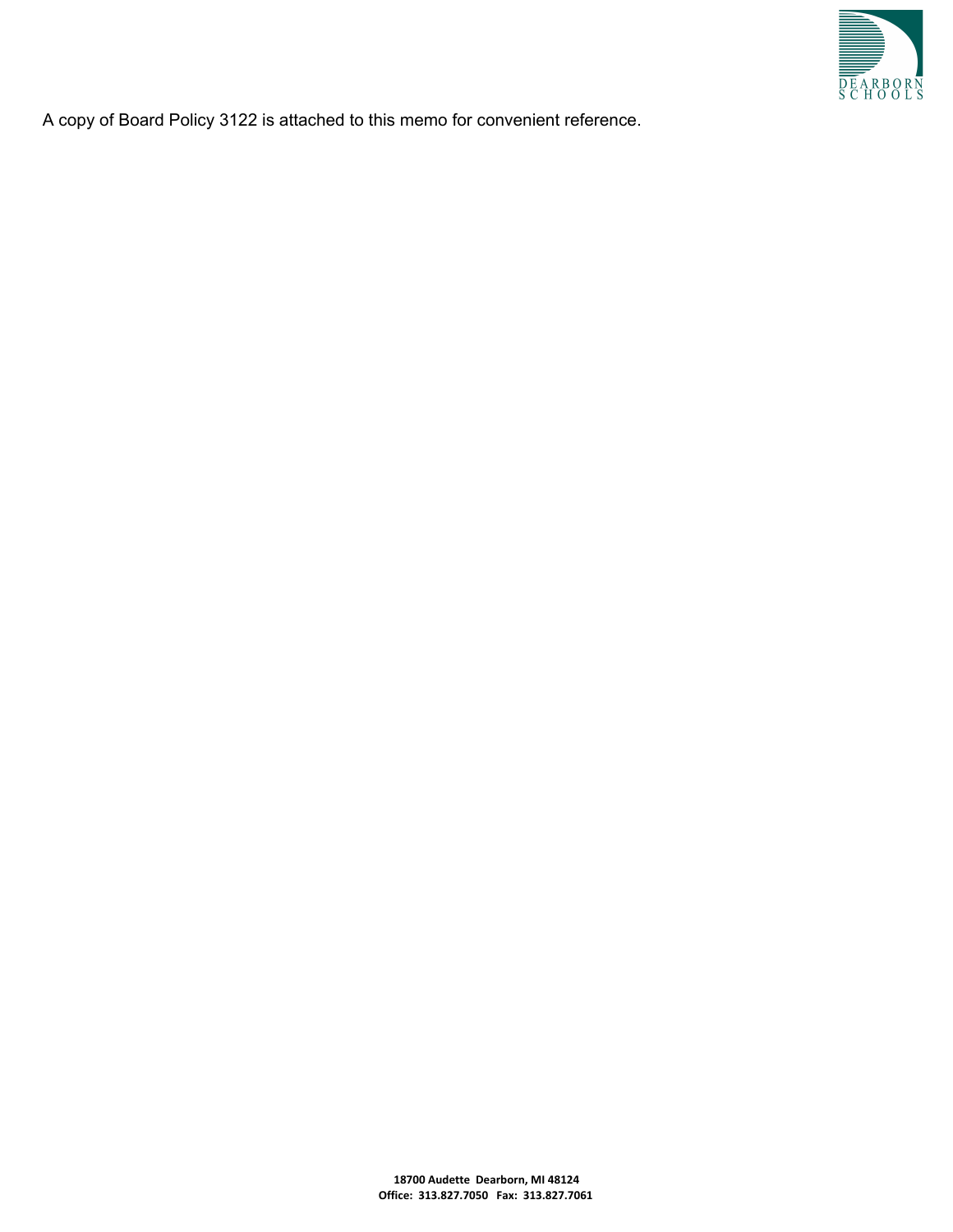A copy of Board Policy 3122 is attached to this memo for convenient reference.